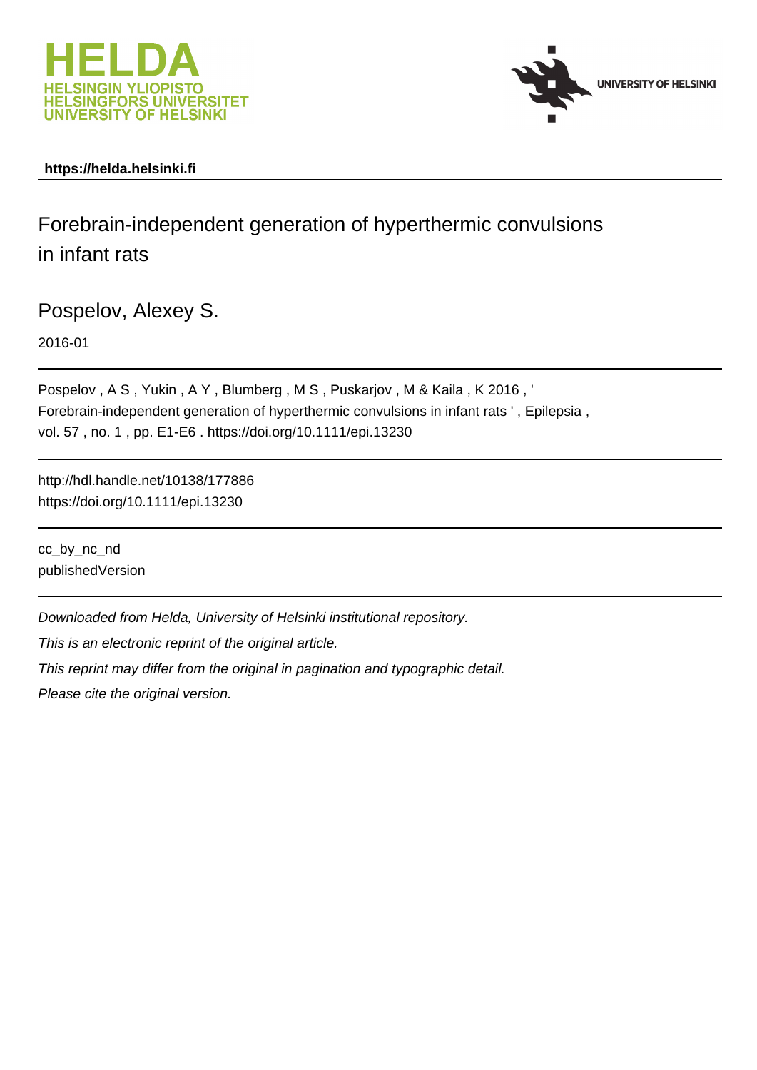**https://helda.helsinki.fi**

# Forebrain-independent generation of hyperthermic convulsions in infant rats

Pospelov, Alexey S.

2016-01

Pospelov , A S , Yukin , A Y , Blumberg , M S , Puskarjov , M & Kaila , K 2016 , ' Forebrain-independent generation of hyperthermic convulsions in infant rats ' , Epilepsia , vol. 57 , no. 1 , pp. E1-E6 . https://doi.org/10.1111/epi.13230

http://hdl.handle.net/10138/177886
https://doi.org/10.1111/epi.13230

cc_by_nc_nd
publishedVersion

*Downloaded from Helda, University of Helsinki institutional repository.*

*This is an electronic reprint of the original article.*

*This reprint may differ from the original in pagination and typographic detail.*

*Please cite the original version.*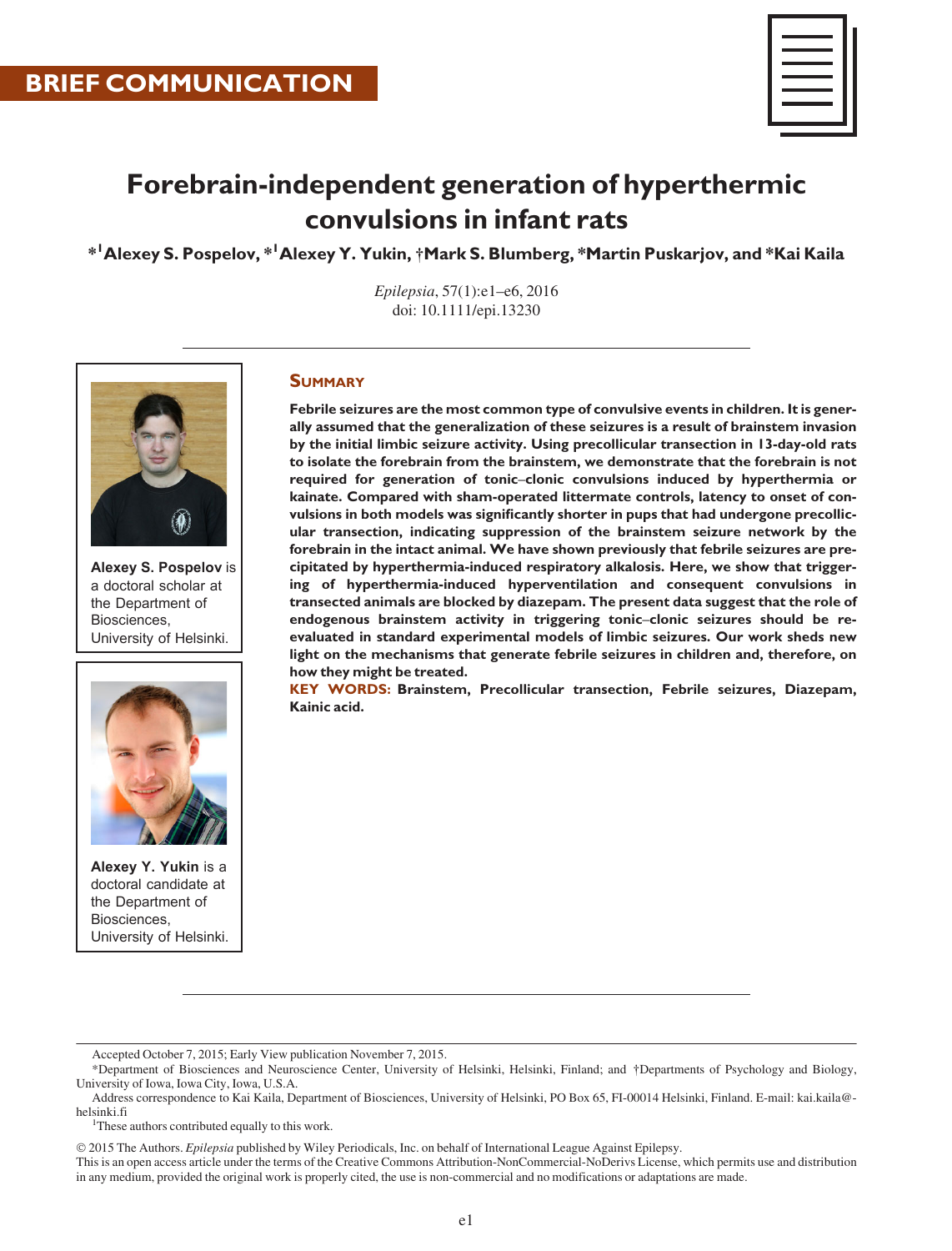BRIEF COMMUNICATION

# Forebrain-independent generation of hyperthermic convulsions in infant rats

*[1]Alexey S. Pospelov, *[1]Alexey Y. Yukin, †Mark S. Blumberg, *Martin Puskarjov, and *Kai Kaila

*Epilepsia*, 57(1):e1–e6, 2016
doi: 10.1111/epi.13230

**Alexey S. Pospelov** is a doctoral scholar at the Department of Biosciences, University of Helsinki.

**Alexey Y. Yukin** is a doctoral candidate at the Department of Biosciences, University of Helsinki.

## Summary

**Febrile seizures are the most common type of convulsive events in children. It is generally assumed that the generalization of these seizures is a result of brainstem invasion by the initial limbic seizure activity. Using precollicular transection in 13-day-old rats to isolate the forebrain from the brainstem, we demonstrate that the forebrain is not required for generation of tonic–clonic convulsions induced by hyperthermia or kainate. Compared with sham-operated littermate controls, latency to onset of convulsions in both models was significantly shorter in pups that had undergone precollicular transection, indicating suppression of the brainstem seizure network by the forebrain in the intact animal. We have shown previously that febrile seizures are precipitated by hyperthermia-induced respiratory alkalosis. Here, we show that triggering of hyperthermia-induced hyperventilation and consequent convulsions in transected animals are blocked by diazepam. The present data suggest that the role of endogenous brainstem activity in triggering tonic–clonic seizures should be re-evaluated in standard experimental models of limbic seizures. Our work sheds new light on the mechanisms that generate febrile seizures in children and, therefore, on how they might be treated.**

**KEY WORDS: Brainstem, Precollicular transection, Febrile seizures, Diazepam, Kainic acid.**

Accepted October 7, 2015; Early View publication November 7, 2015.

*Department of Biosciences and Neuroscience Center, University of Helsinki, Helsinki, Finland; and †Departments of Psychology and Biology, University of Iowa, Iowa City, Iowa, U.S.A.

Address correspondence to Kai Kaila, Department of Biosciences, University of Helsinki, PO Box 65, FI-00014 Helsinki, Finland. E-mail: kai.kaila@helsinki.fi

[1]These authors contributed equally to this work.

© 2015 The Authors. *Epilepsia* published by Wiley Periodicals, Inc. on behalf of International League Against Epilepsy.
This is an open access article under the terms of the Creative Commons Attribution-NonCommercial-NoDerivs License, which permits use and distribution in any medium, provided the original work is properly cited, the use is non-commercial and no modifications or adaptations are made.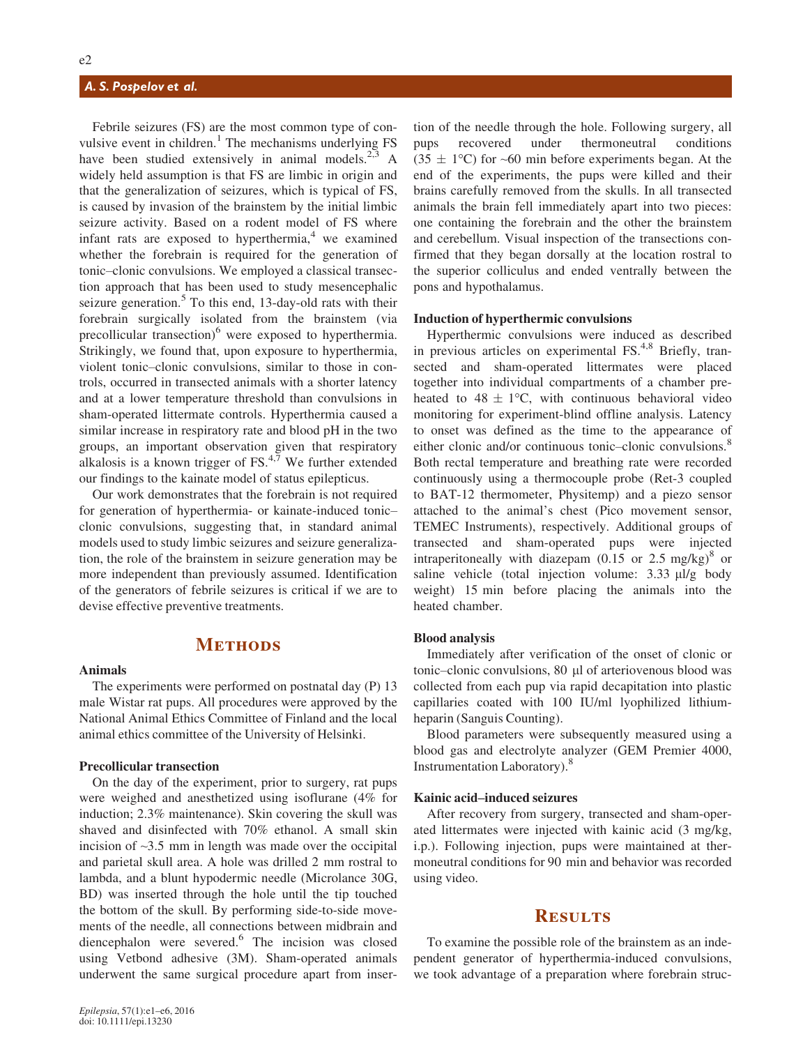Febrile seizures (FS) are the most common type of convulsive event in children.[1] The mechanisms underlying FS have been studied extensively in animal models.[2,3] A widely held assumption is that FS are limbic in origin and that the generalization of seizures, which is typical of FS, is caused by invasion of the brainstem by the initial limbic seizure activity. Based on a rodent model of FS where infant rats are exposed to hyperthermia,[4] we examined whether the forebrain is required for the generation of tonic–clonic convulsions. We employed a classical transection approach that has been used to study mesencephalic seizure generation.[5] To this end, 13-day-old rats with their forebrain surgically isolated from the brainstem (via precollicular transection)[6] were exposed to hyperthermia. Strikingly, we found that, upon exposure to hyperthermia, violent tonic–clonic convulsions, similar to those in controls, occurred in transected animals with a shorter latency and at a lower temperature threshold than convulsions in sham-operated littermate controls. Hyperthermia caused a similar increase in respiratory rate and blood pH in the two groups, an important observation given that respiratory alkalosis is a known trigger of FS.[4,7] We further extended our findings to the kainate model of status epilepticus.

Our work demonstrates that the forebrain is not required for generation of hyperthermia- or kainate-induced tonic–clonic convulsions, suggesting that, in standard animal models used to study limbic seizures and seizure generalization, the role of the brainstem in seizure generation may be more independent than previously assumed. Identification of the generators of febrile seizures is critical if we are to devise effective preventive treatments.

# Methods

### Animals

The experiments were performed on postnatal day (P) 13 male Wistar rat pups. All procedures were approved by the National Animal Ethics Committee of Finland and the local animal ethics committee of the University of Helsinki.

### Precollicular transection

On the day of the experiment, prior to surgery, rat pups were weighed and anesthetized using isoflurane (4% for induction; 2.3% maintenance). Skin covering the skull was shaved and disinfected with 70% ethanol. A small skin incision of ~3.5 mm in length was made over the occipital and parietal skull area. A hole was drilled 2 mm rostral to lambda, and a blunt hypodermic needle (Microlance 30G, BD) was inserted through the hole until the tip touched the bottom of the skull. By performing side-to-side movements of the needle, all connections between midbrain and diencephalon were severed.[6] The incision was closed using Vetbond adhesive (3M). Sham-operated animals underwent the same surgical procedure apart from insertion of the needle through the hole. Following surgery, all pups recovered under thermoneutral conditions ($35 \pm 1$°C) for ~60 min before experiments began. At the end of the experiments, the pups were killed and their brains carefully removed from the skulls. In all transected animals the brain fell immediately apart into two pieces: one containing the forebrain and the other the brainstem and cerebellum. Visual inspection of the transections confirmed that they began dorsally at the location rostral to the superior colliculus and ended ventrally between the pons and hypothalamus.

### Induction of hyperthermic convulsions

Hyperthermic convulsions were induced as described in previous articles on experimental FS.[4,8] Briefly, transected and sham-operated littermates were placed together into individual compartments of a chamber preheated to $48 \pm 1$°C, with continuous behavioral video monitoring for experiment-blind offline analysis. Latency to onset was defined as the time to the appearance of either clonic and/or continuous tonic–clonic convulsions.[8] Both rectal temperature and breathing rate were recorded continuously using a thermocouple probe (Ret-3 coupled to BAT-12 thermometer, Physitemp) and a piezo sensor attached to the animal's chest (Pico movement sensor, TEMEC Instruments), respectively. Additional groups of transected and sham-operated pups were injected intraperitoneally with diazepam (0.15 or 2.5 mg/kg)[8] or saline vehicle (total injection volume: 3.33 μl/g body weight) 15 min before placing the animals into the heated chamber.

### Blood analysis

Immediately after verification of the onset of clonic or tonic–clonic convulsions, 80 μl of arteriovenous blood was collected from each pup via rapid decapitation into plastic capillaries coated with 100 IU/ml lyophilized lithium-heparin (Sanguis Counting).

Blood parameters were subsequently measured using a blood gas and electrolyte analyzer (GEM Premier 4000, Instrumentation Laboratory).[8]

### Kainic acid–induced seizures

After recovery from surgery, transected and sham-operated littermates were injected with kainic acid (3 mg/kg, i.p.). Following injection, pups were maintained at thermoneutral conditions for 90 min and behavior was recorded using video.

# Results

To examine the possible role of the brainstem as an independent generator of hyperthermia-induced convulsions, we took advantage of a preparation where forebrain struc-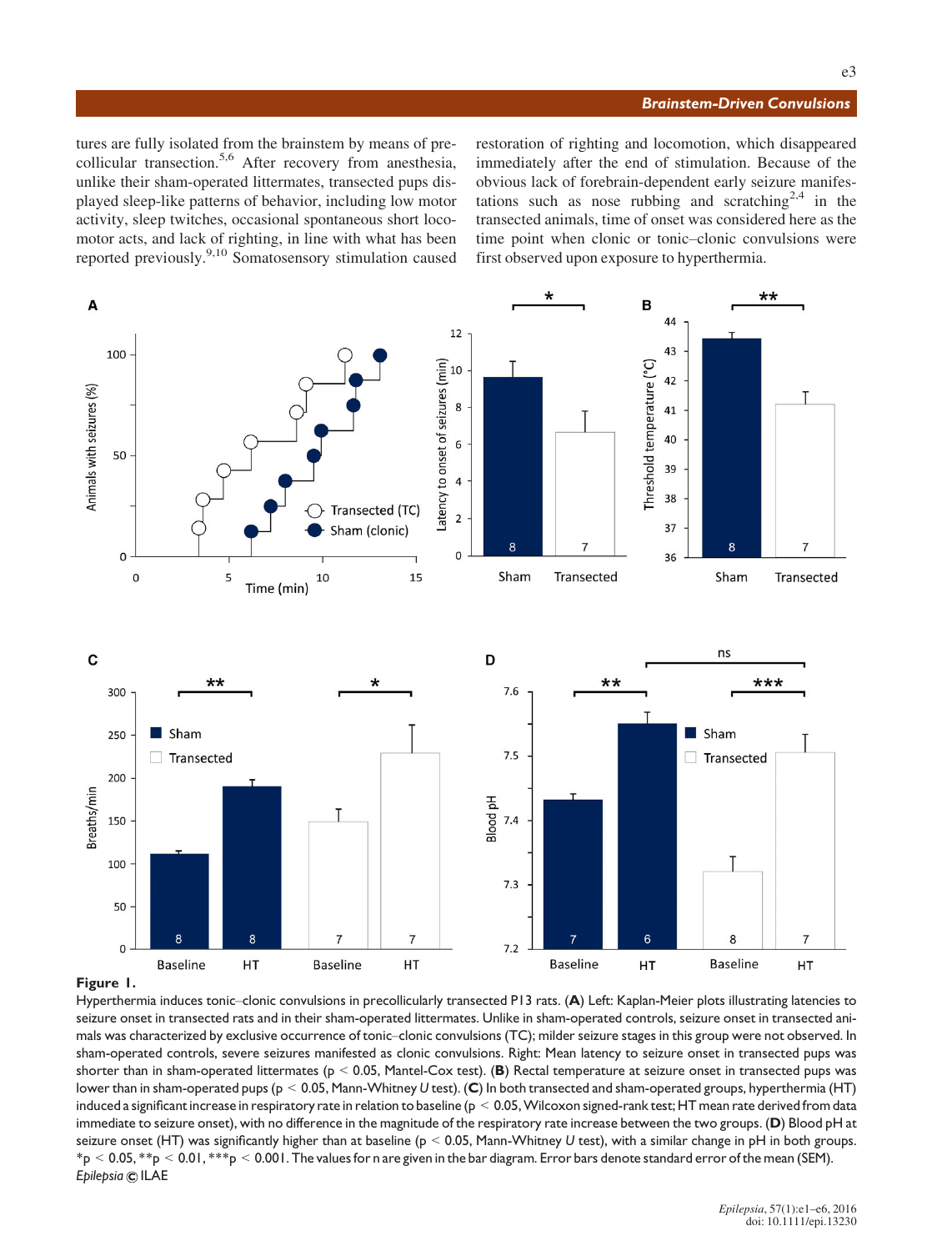tures are fully isolated from the brainstem by means of precollicular transection.[5,6] After recovery from anesthesia, unlike their sham-operated littermates, transected pups displayed sleep-like patterns of behavior, including low motor activity, sleep twitches, occasional spontaneous short locomotor acts, and lack of righting, in line with what has been reported previously.[9,10] Somatosensory stimulation caused restoration of righting and locomotion, which disappeared immediately after the end of stimulation. Because of the obvious lack of forebrain-dependent early seizure manifestations such as nose rubbing and scratching[2,4] in the transected animals, time of onset was considered here as the time point when clonic or tonic–clonic convulsions were first observed upon exposure to hyperthermia.

**Figure 1.**
Hyperthermia induces tonic–clonic convulsions in precollicularly transected P13 rats. (**A**) Left: Kaplan-Meier plots illustrating latencies to seizure onset in transected rats and in their sham-operated littermates. Unlike in sham-operated controls, seizure onset in transected animals was characterized by exclusive occurrence of tonic–clonic convulsions (TC); milder seizure stages in this group were not observed. In sham-operated controls, severe seizures manifested as clonic convulsions. Right: Mean latency to seizure onset in transected pups was shorter than in sham-operated littermates ($p < 0.05$, Mantel-Cox test). (**B**) Rectal temperature at seizure onset in transected pups was lower than in sham-operated pups ($p < 0.05$, Mann-Whitney *U* test). (**C**) In both transected and sham-operated groups, hyperthermia (HT) induced a significant increase in respiratory rate in relation to baseline ($p < 0.05$, Wilcoxon signed-rank test; HT mean rate derived from data immediate to seizure onset), with no difference in the magnitude of the respiratory rate increase between the two groups. (**D**) Blood pH at seizure onset (HT) was significantly higher than at baseline ($p < 0.05$, Mann-Whitney *U* test), with a similar change in pH in both groups. *$p < 0.05$, **$p < 0.01$, ***$p < 0.001$. The values for n are given in the bar diagram. Error bars denote standard error of the mean (SEM).
*Epilepsia* © ILAE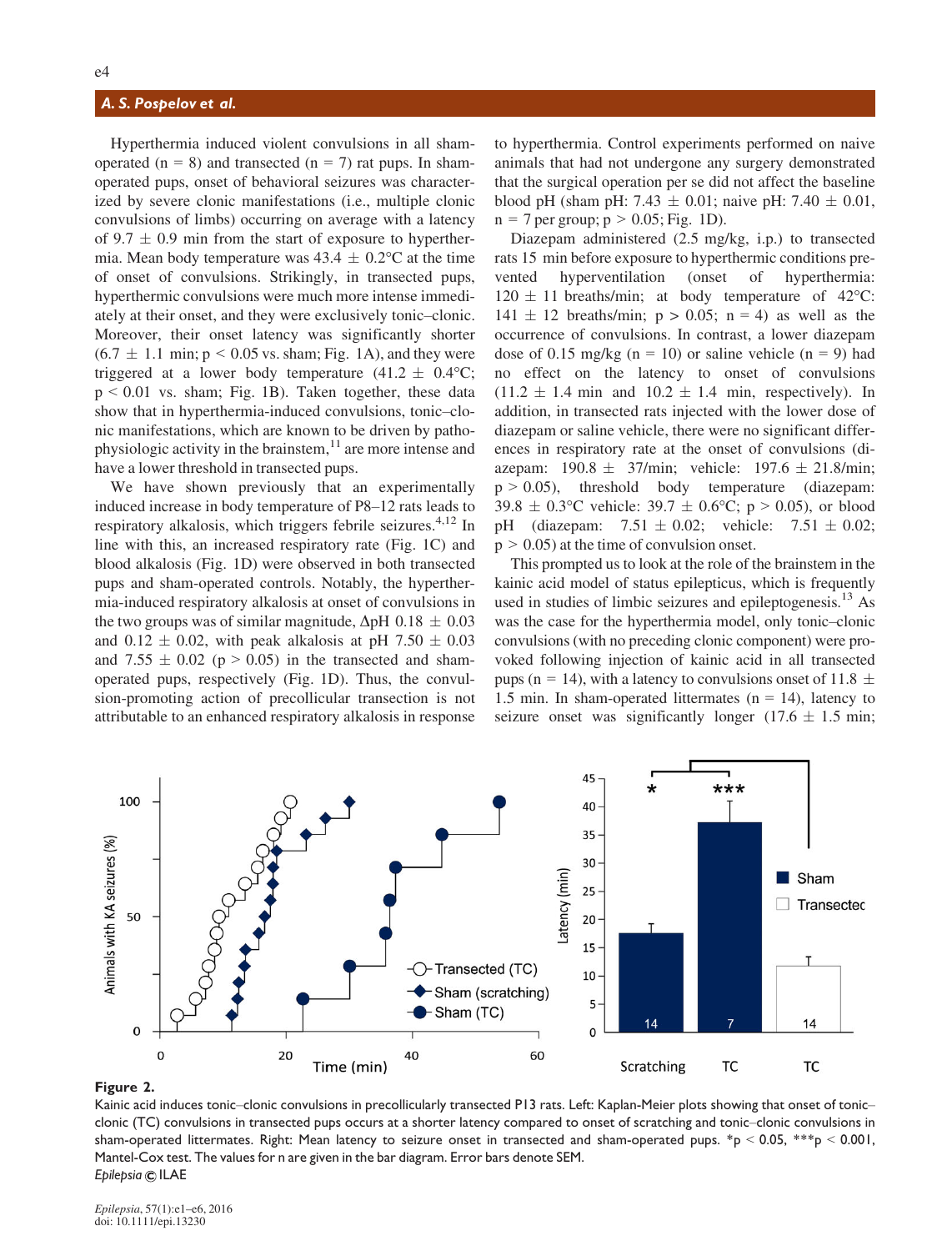Hyperthermia induced violent convulsions in all sham-operated ($n = 8$) and transected ($n = 7$) rat pups. In sham-operated pups, onset of behavioral seizures was characterized by severe clonic manifestations (i.e., multiple clonic convulsions of limbs) occurring on average with a latency of $9.7 \pm 0.9$ min from the start of exposure to hyperthermia. Mean body temperature was $43.4 \pm 0.2$°C at the time of onset of convulsions. Strikingly, in transected pups, hyperthermic convulsions were much more intense immediately at their onset, and they were exclusively tonic–clonic. Moreover, their onset latency was significantly shorter ($6.7 \pm 1.1$ min; $p < 0.05$ vs. sham; Fig. 1A), and they were triggered at a lower body temperature ($41.2 \pm 0.4$°C; $p < 0.01$ vs. sham; Fig. 1B). Taken together, these data show that in hyperthermia-induced convulsions, tonic–clonic manifestations, which are known to be driven by pathophysiologic activity in the brainstem,[11] are more intense and have a lower threshold in transected pups.

We have shown previously that an experimentally induced increase in body temperature of P8–12 rats leads to respiratory alkalosis, which triggers febrile seizures.[4,12] In line with this, an increased respiratory rate (Fig. 1C) and blood alkalosis (Fig. 1D) were observed in both transected pups and sham-operated controls. Notably, the hyperthermia-induced respiratory alkalosis at onset of convulsions in the two groups was of similar magnitude, $\Delta$pH $0.18 \pm 0.03$ and $0.12 \pm 0.02$, with peak alkalosis at pH $7.50 \pm 0.03$ and $7.55 \pm 0.02$ ($p > 0.05$) in the transected and sham-operated pups, respectively (Fig. 1D). Thus, the convulsion-promoting action of precollicular transection is not attributable to an enhanced respiratory alkalosis in response to hyperthermia. Control experiments performed on naive animals that had not undergone any surgery demonstrated that the surgical operation per se did not affect the baseline blood pH (sham pH: $7.43 \pm 0.01$; naive pH: $7.40 \pm 0.01$, $n = 7$ per group; $p > 0.05$; Fig. 1D).

Diazepam administered (2.5 mg/kg, i.p.) to transected rats 15 min before exposure to hyperthermic conditions prevented hyperventilation (onset of hyperthermia: $120 \pm 11$ breaths/min; at body temperature of 42°C: $141 \pm 12$ breaths/min; $p > 0.05$; $n = 4$) as well as the occurrence of convulsions. In contrast, a lower diazepam dose of 0.15 mg/kg ($n = 10$) or saline vehicle ($n = 9$) had no effect on the latency to onset of convulsions ($11.2 \pm 1.4$ min and $10.2 \pm 1.4$ min, respectively). In addition, in transected rats injected with the lower dose of diazepam or saline vehicle, there were no significant differences in respiratory rate at the onset of convulsions (diazepam: $190.8 \pm 37$/min; vehicle: $197.6 \pm 21.8$/min; $p > 0.05$), threshold body temperature (diazepam: $39.8 \pm 0.3$°C vehicle: $39.7 \pm 0.6$°C; $p > 0.05$), or blood pH (diazepam: $7.51 \pm 0.02$; vehicle: $7.51 \pm 0.02$; $p > 0.05$) at the time of convulsion onset.

This prompted us to look at the role of the brainstem in the kainic acid model of status epilepticus, which is frequently used in studies of limbic seizures and epileptogenesis.[13] As was the case for the hyperthermia model, only tonic–clonic convulsions (with no preceding clonic component) were provoked following injection of kainic acid in all transected pups ($n = 14$), with a latency to convulsions onset of $11.8 \pm 1.5$ min. In sham-operated littermates ($n = 14$), latency to seizure onset was significantly longer ($17.6 \pm 1.5$ min;

**Figure 2.**
Kainic acid induces tonic–clonic convulsions in precollicularly transected P13 rats. Left: Kaplan-Meier plots showing that onset of tonic–clonic (TC) convulsions in transected pups occurs at a shorter latency compared to onset of scratching and tonic–clonic convulsions in sham-operated littermates. Right: Mean latency to seizure onset in transected and sham-operated pups. *$p < 0.05$, ***$p < 0.001$, Mantel-Cox test. The values for n are given in the bar diagram. Error bars denote SEM.
*Epilepsia* © ILAE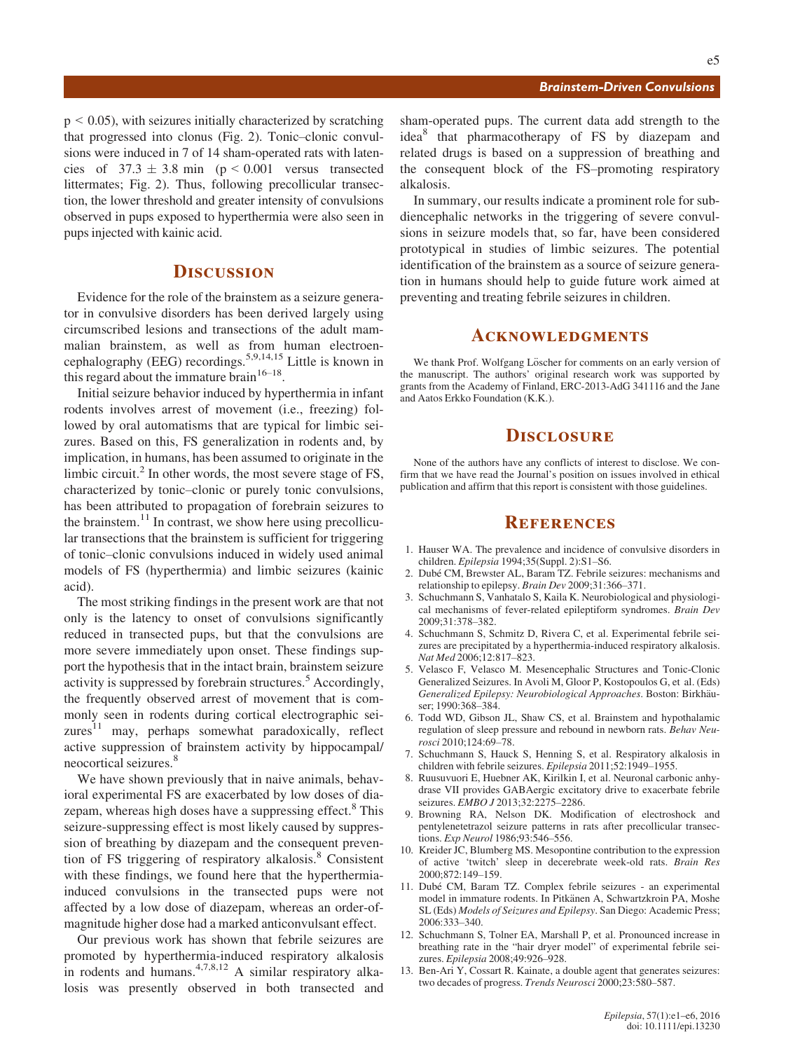$p < 0.05$), with seizures initially characterized by scratching that progressed into clonus (Fig. 2). Tonic–clonic convulsions were induced in 7 of 14 sham-operated rats with latencies of $37.3 \pm 3.8$ min ($p < 0.001$ versus transected littermates; Fig. 2). Thus, following precollicular transection, the lower threshold and greater intensity of convulsions observed in pups exposed to hyperthermia were also seen in pups injected with kainic acid.

## Discussion

Evidence for the role of the brainstem as a seizure generator in convulsive disorders has been derived largely using circumscribed lesions and transections of the adult mammalian brainstem, as well as from human electroencephalography (EEG) recordings.[5,9,14,15] Little is known in this regard about the immature brain[16–18].

Initial seizure behavior induced by hyperthermia in infant rodents involves arrest of movement (i.e., freezing) followed by oral automatisms that are typical for limbic seizures. Based on this, FS generalization in rodents and, by implication, in humans, has been assumed to originate in the limbic circuit.[2] In other words, the most severe stage of FS, characterized by tonic–clonic or purely tonic convulsions, has been attributed to propagation of forebrain seizures to the brainstem.[11] In contrast, we show here using precollicular transections that the brainstem is sufficient for triggering of tonic–clonic convulsions induced in widely used animal models of FS (hyperthermia) and limbic seizures (kainic acid).

The most striking findings in the present work are that not only is the latency to onset of convulsions significantly reduced in transected pups, but that the convulsions are more severe immediately upon onset. These findings support the hypothesis that in the intact brain, brainstem seizure activity is suppressed by forebrain structures.[5] Accordingly, the frequently observed arrest of movement that is commonly seen in rodents during cortical electrographic seizures[11] may, perhaps somewhat paradoxically, reflect active suppression of brainstem activity by hippocampal/neocortical seizures.[8]

We have shown previously that in naive animals, behavioral experimental FS are exacerbated by low doses of diazepam, whereas high doses have a suppressing effect.[8] This seizure-suppressing effect is most likely caused by suppression of breathing by diazepam and the consequent prevention of FS triggering of respiratory alkalosis.[8] Consistent with these findings, we found here that the hyperthermia-induced convulsions in the transected pups were not affected by a low dose of diazepam, whereas an order-of-magnitude higher dose had a marked anticonvulsant effect.

Our previous work has shown that febrile seizures are promoted by hyperthermia-induced respiratory alkalosis in rodents and humans.[4,7,8,12] A similar respiratory alkalosis was presently observed in both transected and sham-operated pups. The current data add strength to the idea[8] that pharmacotherapy of FS by diazepam and related drugs is based on a suppression of breathing and the consequent block of the FS–promoting respiratory alkalosis.

In summary, our results indicate a prominent role for subdiencephalic networks in the triggering of severe convulsions in seizure models that, so far, have been considered prototypical in studies of limbic seizures. The potential identification of the brainstem as a source of seizure generation in humans should help to guide future work aimed at preventing and treating febrile seizures in children.

## Acknowledgments

We thank Prof. Wolfgang Löscher for comments on an early version of the manuscript. The authors' original research work was supported by grants from the Academy of Finland, ERC-2013-AdG 341116 and the Jane and Aatos Erkko Foundation (K.K.).

## Disclosure

None of the authors have any conflicts of interest to disclose. We confirm that we have read the Journal's position on issues involved in ethical publication and affirm that this report is consistent with those guidelines.

## References

1. Hauser WA. The prevalence and incidence of convulsive disorders in children. *Epilepsia* 1994;35(Suppl. 2):S1–S6.
2. Dubé CM, Brewster AL, Baram TZ. Febrile seizures: mechanisms and relationship to epilepsy. *Brain Dev* 2009;31:366–371.
3. Schuchmann S, Vanhatalo S, Kaila K. Neurobiological and physiological mechanisms of fever-related epileptiform syndromes. *Brain Dev* 2009;31:378–382.
4. Schuchmann S, Schmitz D, Rivera C, et al. Experimental febrile seizures are precipitated by a hyperthermia-induced respiratory alkalosis. *Nat Med* 2006;12:817–823.
5. Velasco F, Velasco M. Mesencephalic Structures and Tonic-Clonic Generalized Seizures. In Avoli M, Gloor P, Kostopoulos G, et al. (Eds) *Generalized Epilepsy: Neurobiological Approaches*. Boston: Birkhäuser; 1990:368–384.
6. Todd WD, Gibson JL, Shaw CS, et al. Brainstem and hypothalamic regulation of sleep pressure and rebound in newborn rats. *Behav Neurosci* 2010;124:69–78.
7. Schuchmann S, Hauck S, Henning S, et al. Respiratory alkalosis in children with febrile seizures. *Epilepsia* 2011;52:1949–1955.
8. Ruusuvuori E, Huebner AK, Kirilkin I, et al. Neuronal carbonic anhydrase VII provides GABAergic excitatory drive to exacerbate febrile seizures. *EMBO J* 2013;32:2275–2286.
9. Browning RA, Nelson DK. Modification of electroshock and pentylenetetrazol seizure patterns in rats after precollicular transections. *Exp Neurol* 1986;93:546–556.
10. Kreider JC, Blumberg MS. Mesopontine contribution to the expression of active 'twitch' sleep in decerebrate week-old rats. *Brain Res* 2000;872:149–159.
11. Dubé CM, Baram TZ. Complex febrile seizures - an experimental model in immature rodents. In Pitkänen A, Schwartzkroin PA, Moshe SL (Eds) *Models of Seizures and Epilepsy*. San Diego: Academic Press; 2006:333–340.
12. Schuchmann S, Tolner EA, Marshall P, et al. Pronounced increase in breathing rate in the "hair dryer model" of experimental febrile seizures. *Epilepsia* 2008;49:926–928.
13. Ben-Ari Y, Cossart R. Kainate, a double agent that generates seizures: two decades of progress. *Trends Neurosci* 2000;23:580–587.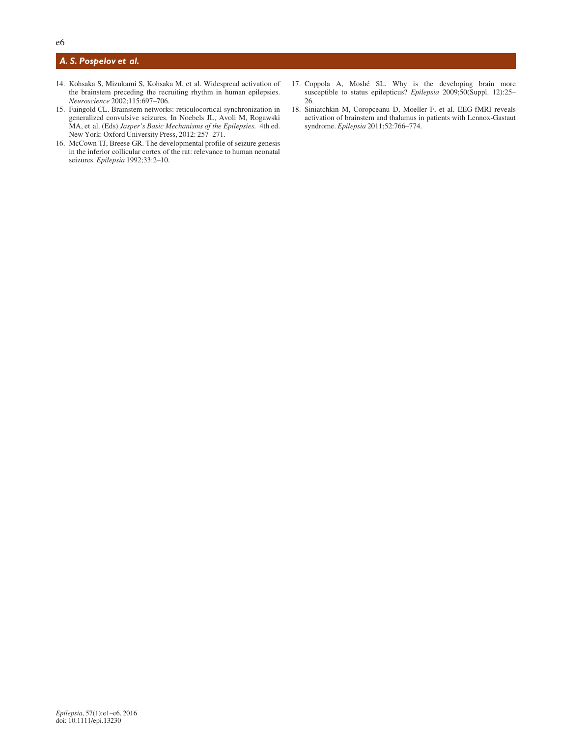14. Kohsaka S, Mizukami S, Kohsaka M, et al. Widespread activation of the brainstem preceding the recruiting rhythm in human epilepsies. *Neuroscience* 2002;115:697–706.
15. Faingold CL. Brainstem networks: reticulocortical synchronization in generalized convulsive seizures. In Noebels JL, Avoli M, Rogawski MA, et al. (Eds) *Jasper's Basic Mechanisms of the Epilepsies.* 4th ed. New York: Oxford University Press, 2012: 257–271.
16. McCown TJ, Breese GR. The developmental profile of seizure genesis in the inferior collicular cortex of the rat: relevance to human neonatal seizures. *Epilepsia* 1992;33:2–10.
17. Coppola A, Moshé SL. Why is the developing brain more susceptible to status epilepticus? *Epilepsia* 2009;50(Suppl. 12):25–26.
18. Siniatchkin M, Coropceanu D, Moeller F, et al. EEG-fMRI reveals activation of brainstem and thalamus in patients with Lennox-Gastaut syndrome. *Epilepsia* 2011;52:766–774.